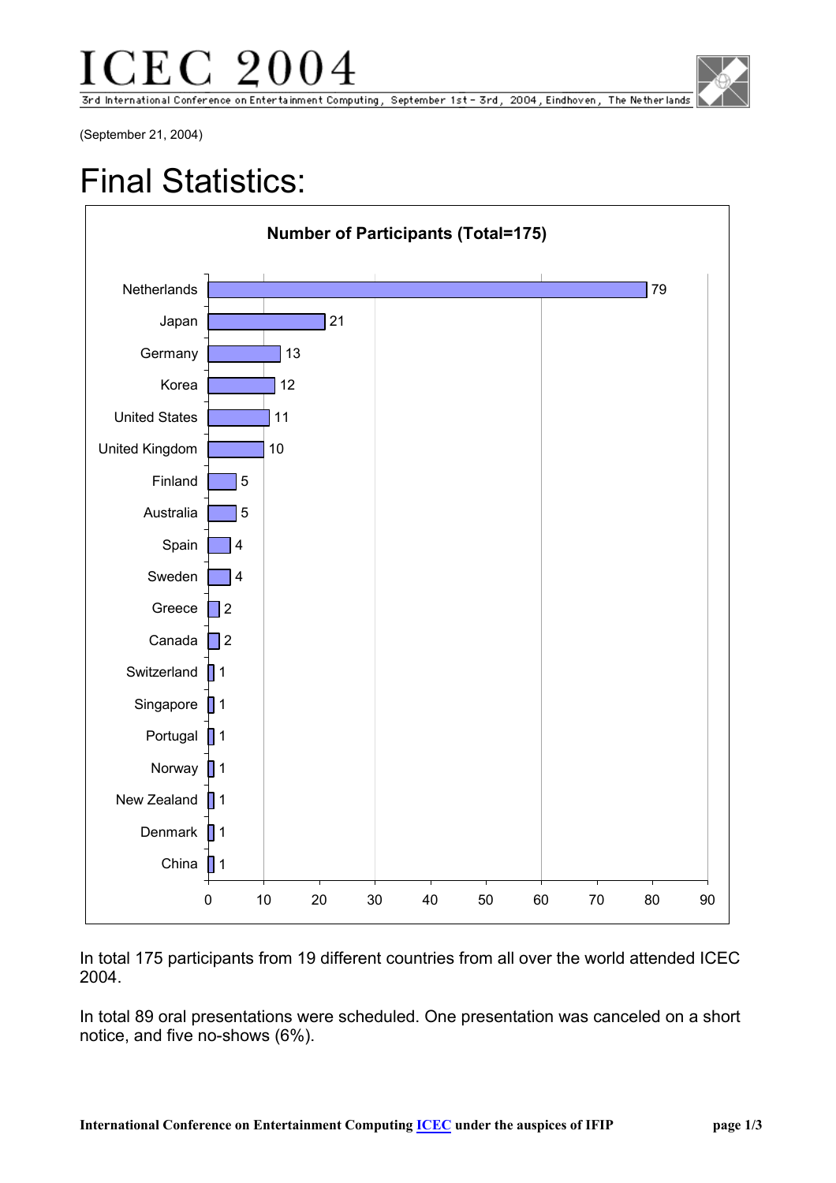# ICEC 2004

3rd International Conference on Entertainment Computing, September 1st - 3rd, 2004, Eindhoven, The Netherlands

(September 21, 2004)

# Final Statistics:

**Number of Participants (Total=175)**

Netherlands 79
Japan 21
Germany 13
Korea 12
United States 11
United Kingdom 10
Finland 5
Australia 5
Spain 4
Sweden 4
Greece 2
Canada 2
Switzerland 1
Singapore 1
Portugal 1
Norway 1
New Zealand 1
Denmark 1
China 1

0 10 20 30 40 50 60 70 80 90

In total 175 participants from 19 different countries from all over the world attended ICEC 2004.

In total 89 oral presentations were scheduled. One presentation was canceled on a short notice, and five no-shows (6%).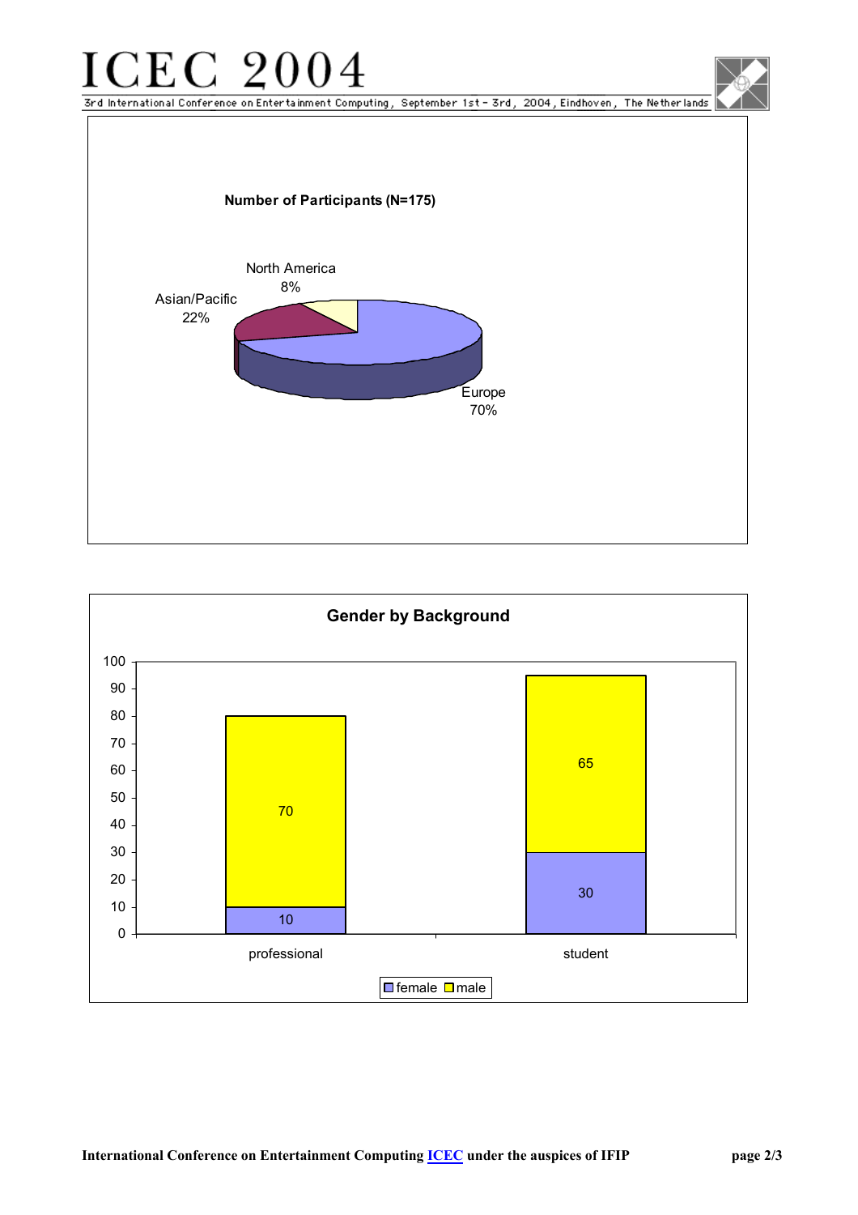Number of Participants (N=175)

North America
8%

Asian/Pacific
22%

Europe
70%

Gender by Background

100
90
80
70
60
50
40
30
20
10
0

70
10
professional

65
30
student

female
male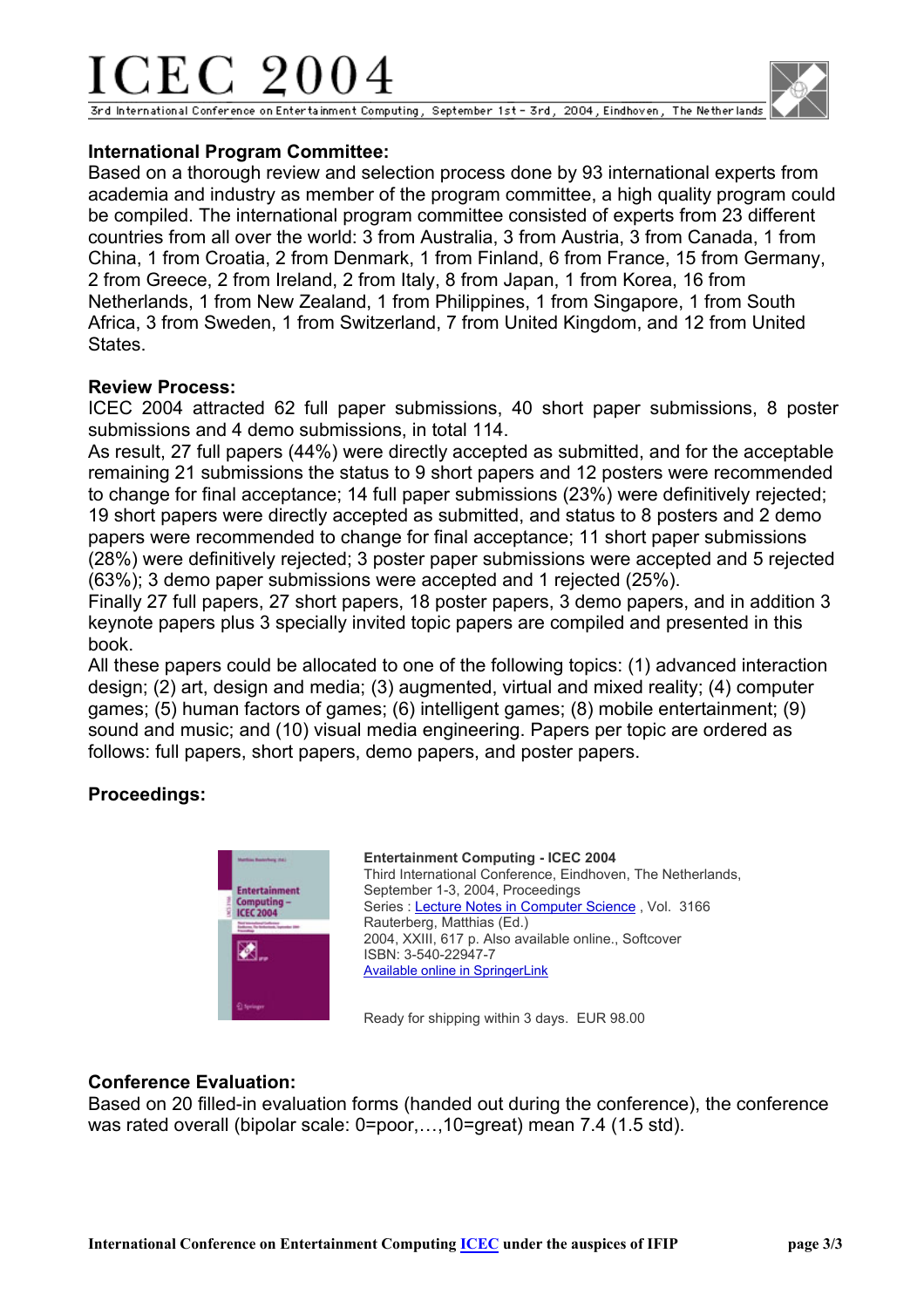### International Program Committee:

Based on a thorough review and selection process done by 93 international experts from academia and industry as member of the program committee, a high quality program could be compiled. The international program committee consisted of experts from 23 different countries from all over the world: 3 from Australia, 3 from Austria, 3 from Canada, 1 from China, 1 from Croatia, 2 from Denmark, 1 from Finland, 6 from France, 15 from Germany, 2 from Greece, 2 from Ireland, 2 from Italy, 8 from Japan, 1 from Korea, 16 from Netherlands, 1 from New Zealand, 1 from Philippines, 1 from Singapore, 1 from South Africa, 3 from Sweden, 1 from Switzerland, 7 from United Kingdom, and 12 from United States.

### Review Process:

ICEC 2004 attracted 62 full paper submissions, 40 short paper submissions, 8 poster submissions and 4 demo submissions, in total 114.

As result, 27 full papers (44%) were directly accepted as submitted, and for the acceptable remaining 21 submissions the status to 9 short papers and 12 posters were recommended to change for final acceptance; 14 full paper submissions (23%) were definitively rejected; 19 short papers were directly accepted as submitted, and status to 8 posters and 2 demo papers were recommended to change for final acceptance; 11 short paper submissions (28%) were definitively rejected; 3 poster paper submissions were accepted and 5 rejected (63%); 3 demo paper submissions were accepted and 1 rejected (25%).

Finally 27 full papers, 27 short papers, 18 poster papers, 3 demo papers, and in addition 3 keynote papers plus 3 specially invited topic papers are compiled and presented in this book.

All these papers could be allocated to one of the following topics: (1) advanced interaction design; (2) art, design and media; (3) augmented, virtual and mixed reality; (4) computer games; (5) human factors of games; (6) intelligent games; (8) mobile entertainment; (9) sound and music; and (10) visual media engineering. Papers per topic are ordered as follows: full papers, short papers, demo papers, and poster papers.

### Proceedings:

**Entertainment Computing - ICEC 2004**
Third International Conference, Eindhoven, The Netherlands, September 1-3, 2004, Proceedings
Series : Lecture Notes in Computer Science , Vol. 3166
Rauterberg, Matthias (Ed.)
2004, XXIII, 617 p. Also available online., Softcover
ISBN: 3-540-22947-7
Available online in SpringerLink

Ready for shipping within 3 days. EUR 98.00

### Conference Evaluation:

Based on 20 filled-in evaluation forms (handed out during the conference), the conference was rated overall (bipolar scale: 0=poor,…,10=great) mean 7.4 (1.5 std).